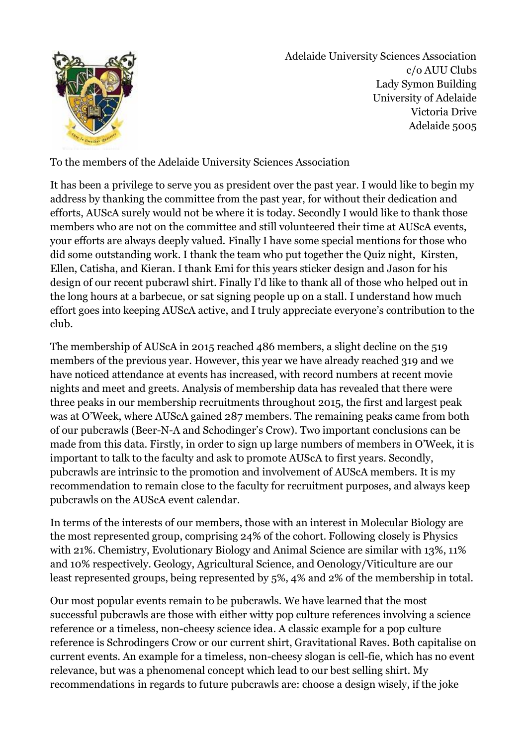Adelaide University Sciences Association
c/o AUU Clubs
Lady Symon Building
University of Adelaide
Victoria Drive
Adelaide 5005

To the members of the Adelaide University Sciences Association

It has been a privilege to serve you as president over the past year. I would like to begin my address by thanking the committee from the past year, for without their dedication and efforts, AUScA surely would not be where it is today. Secondly I would like to thank those members who are not on the committee and still volunteered their time at AUScA events, your efforts are always deeply valued. Finally I have some special mentions for those who did some outstanding work. I thank the team who put together the Quiz night, Kirsten, Ellen, Catisha, and Kieran. I thank Emi for this years sticker design and Jason for his design of our recent pubcrawl shirt. Finally I'd like to thank all of those who helped out in the long hours at a barbecue, or sat signing people up on a stall. I understand how much effort goes into keeping AUScA active, and I truly appreciate everyone's contribution to the club.

The membership of AUScA in 2015 reached 486 members, a slight decline on the 519 members of the previous year. However, this year we have already reached 319 and we have noticed attendance at events has increased, with record numbers at recent movie nights and meet and greets. Analysis of membership data has revealed that there were three peaks in our membership recruitments throughout 2015, the first and largest peak was at O'Week, where AUScA gained 287 members. The remaining peaks came from both of our pubcrawls (Beer-N-A and Schodinger's Crow). Two important conclusions can be made from this data. Firstly, in order to sign up large numbers of members in O'Week, it is important to talk to the faculty and ask to promote AUScA to first years. Secondly, pubcrawls are intrinsic to the promotion and involvement of AUScA members. It is my recommendation to remain close to the faculty for recruitment purposes, and always keep pubcrawls on the AUScA event calendar.

In terms of the interests of our members, those with an interest in Molecular Biology are the most represented group, comprising 24% of the cohort. Following closely is Physics with 21%. Chemistry, Evolutionary Biology and Animal Science are similar with 13%, 11% and 10% respectively. Geology, Agricultural Science, and Oenology/Viticulture are our least represented groups, being represented by 5%, 4% and 2% of the membership in total.

Our most popular events remain to be pubcrawls. We have learned that the most successful pubcrawls are those with either witty pop culture references involving a science reference or a timeless, non-cheesy science idea. A classic example for a pop culture reference is Schrodingers Crow or our current shirt, Gravitational Raves. Both capitalise on current events. An example for a timeless, non-cheesy slogan is cell-fie, which has no event relevance, but was a phenomenal concept which lead to our best selling shirt. My recommendations in regards to future pubcrawls are: choose a design wisely, if the joke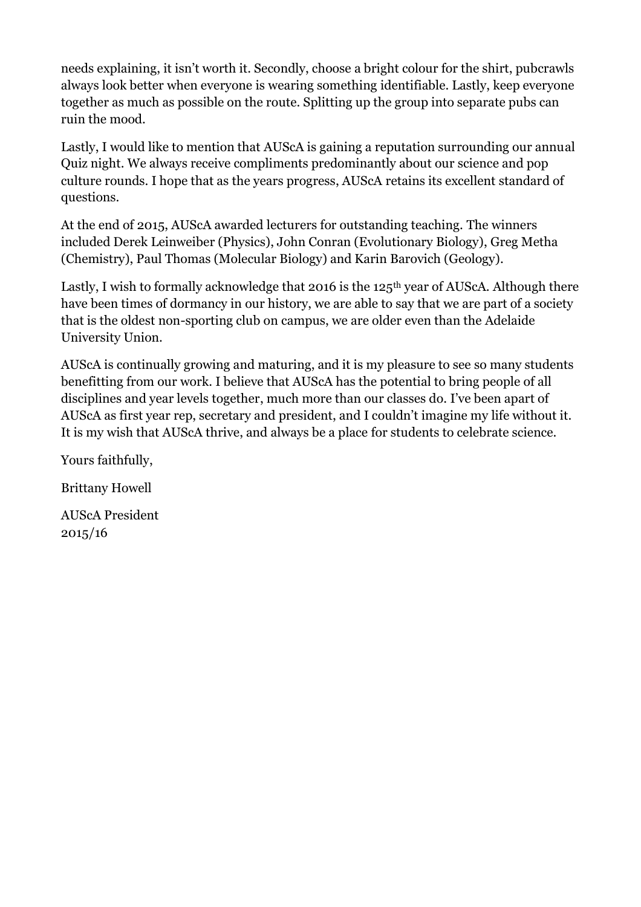needs explaining, it isn't worth it. Secondly, choose a bright colour for the shirt, pubcrawls always look better when everyone is wearing something identifiable. Lastly, keep everyone together as much as possible on the route. Splitting up the group into separate pubs can ruin the mood.

Lastly, I would like to mention that AUScA is gaining a reputation surrounding our annual Quiz night. We always receive compliments predominantly about our science and pop culture rounds. I hope that as the years progress, AUScA retains its excellent standard of questions.

At the end of 2015, AUScA awarded lecturers for outstanding teaching. The winners included Derek Leinweiber (Physics), John Conran (Evolutionary Biology), Greg Metha (Chemistry), Paul Thomas (Molecular Biology) and Karin Barovich (Geology).

Lastly, I wish to formally acknowledge that 2016 is the 125th year of AUScA. Although there have been times of dormancy in our history, we are able to say that we are part of a society that is the oldest non-sporting club on campus, we are older even than the Adelaide University Union.

AUScA is continually growing and maturing, and it is my pleasure to see so many students benefitting from our work. I believe that AUScA has the potential to bring people of all disciplines and year levels together, much more than our classes do. I've been apart of AUScA as first year rep, secretary and president, and I couldn't imagine my life without it. It is my wish that AUScA thrive, and always be a place for students to celebrate science.

Yours faithfully,

Brittany Howell

AUScA President
2015/16